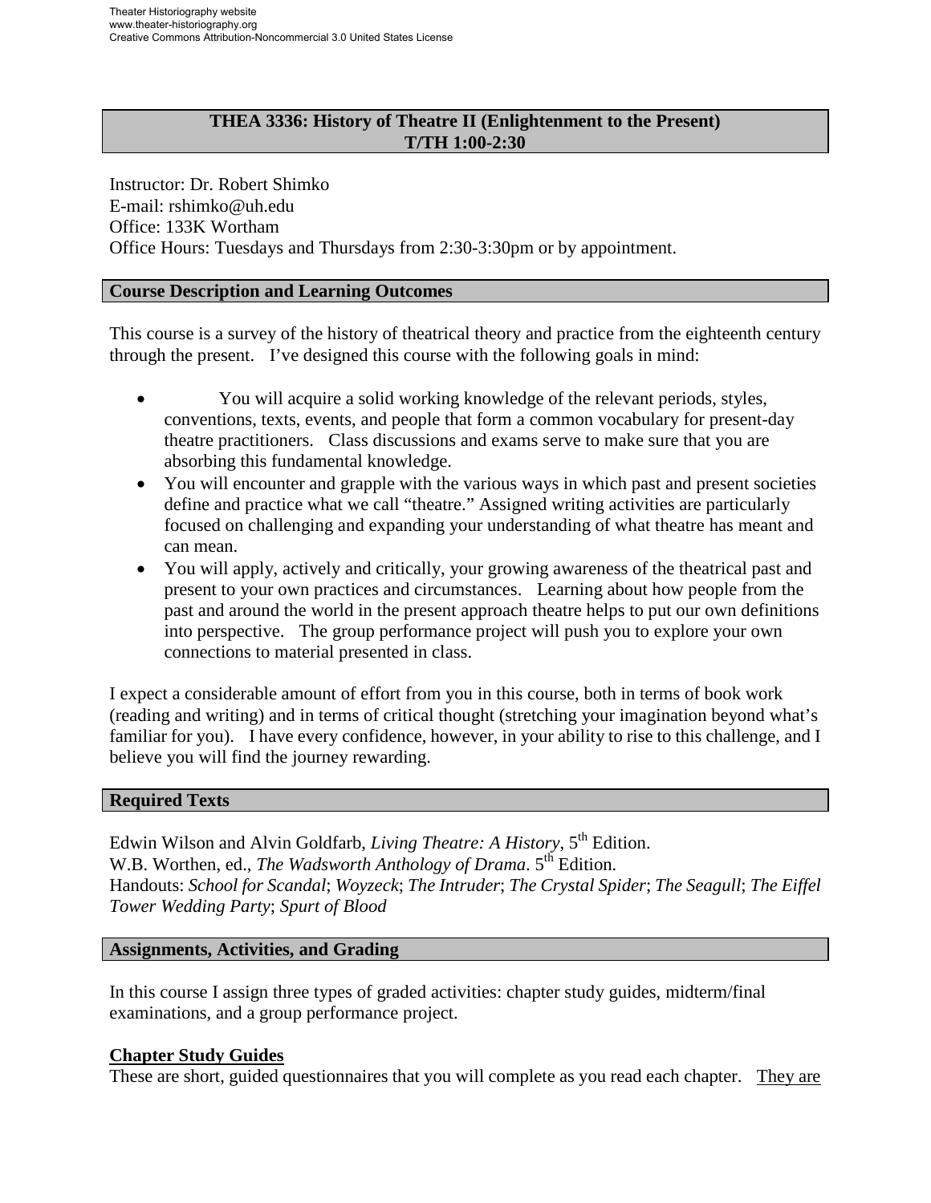Theater Historiography website
www.theater-historiography.org
Creative Commons Attribution-Noncommercial 3.0 United States License

# THEA 3336: History of Theatre II (Enlightenment to the Present)
**T/TH 1:00-2:30**

Instructor: Dr. Robert Shimko
E-mail: rshimko@uh.edu
Office: 133K Wortham
Office Hours: Tuesdays and Thursdays from 2:30-3:30pm or by appointment.

## Course Description and Learning Outcomes

This course is a survey of the history of theatrical theory and practice from the eighteenth century through the present. I've designed this course with the following goals in mind:

- You will acquire a solid working knowledge of the relevant periods, styles, conventions, texts, events, and people that form a common vocabulary for present-day theatre practitioners. Class discussions and exams serve to make sure that you are absorbing this fundamental knowledge.
- You will encounter and grapple with the various ways in which past and present societies define and practice what we call "theatre." Assigned writing activities are particularly focused on challenging and expanding your understanding of what theatre has meant and can mean.
- You will apply, actively and critically, your growing awareness of the theatrical past and present to your own practices and circumstances. Learning about how people from the past and around the world in the present approach theatre helps to put our own definitions into perspective. The group performance project will push you to explore your own connections to material presented in class.

I expect a considerable amount of effort from you in this course, both in terms of book work (reading and writing) and in terms of critical thought (stretching your imagination beyond what's familiar for you). I have every confidence, however, in your ability to rise to this challenge, and I believe you will find the journey rewarding.

## Required Texts

Edwin Wilson and Alvin Goldfarb, *Living Theatre: A History*, 5th Edition.
W.B. Worthen, ed., *The Wadsworth Anthology of Drama*. 5th Edition.
Handouts: *School for Scandal*; *Woyzeck*; *The Intruder*; *The Crystal Spider*; *The Seagull*; *The Eiffel Tower Wedding Party*; *Spurt of Blood*

## Assignments, Activities, and Grading

In this course I assign three types of graded activities: chapter study guides, midterm/final examinations, and a group performance project.

### Chapter Study Guides

These are short, guided questionnaires that you will complete as you read each chapter. They are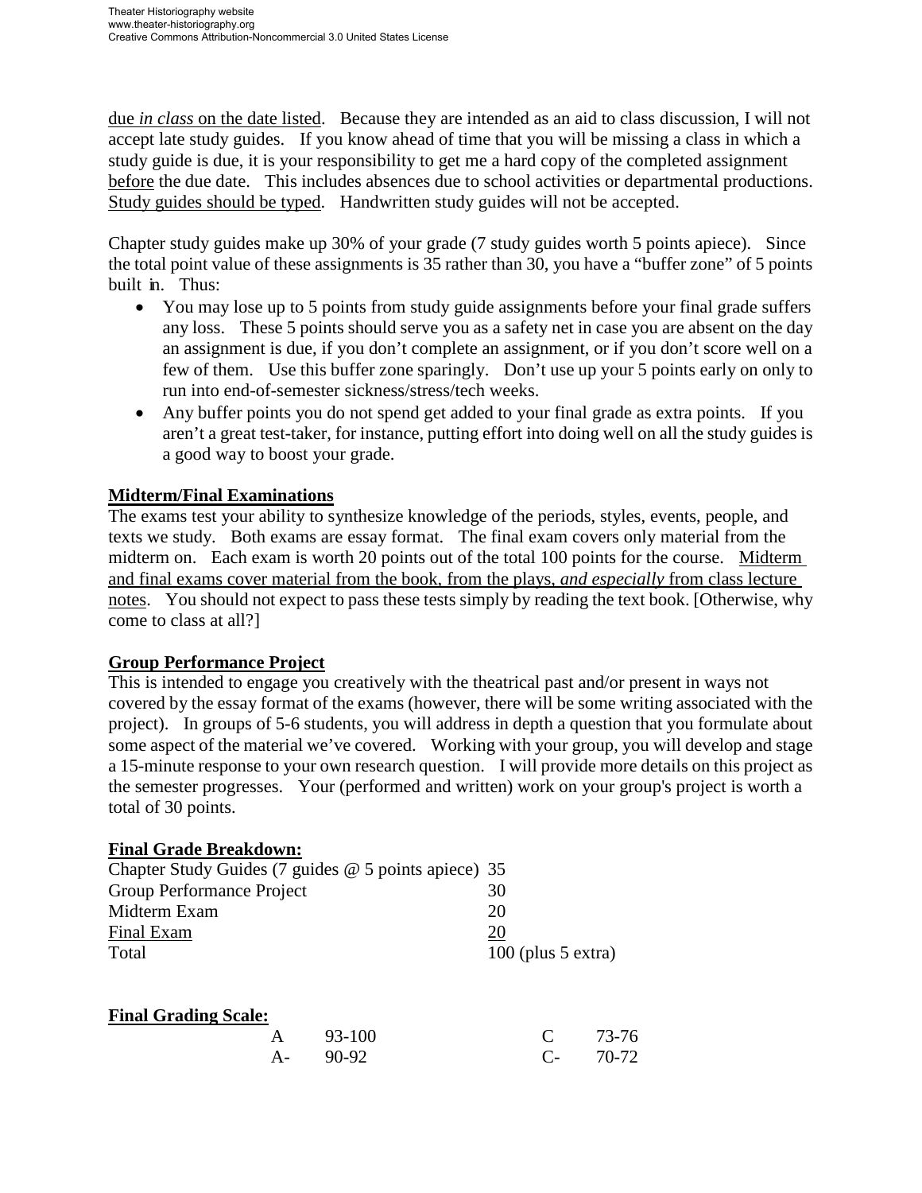due *in class* on the date listed. Because they are intended as an aid to class discussion, I will not accept late study guides. If you know ahead of time that you will be missing a class in which a study guide is due, it is your responsibility to get me a hard copy of the completed assignment before the due date. This includes absences due to school activities or departmental productions. Study guides should be typed. Handwritten study guides will not be accepted.

Chapter study guides make up 30% of your grade (7 study guides worth 5 points apiece). Since the total point value of these assignments is 35 rather than 30, you have a "buffer zone" of 5 points built in. Thus:

- You may lose up to 5 points from study guide assignments before your final grade suffers any loss. These 5 points should serve you as a safety net in case you are absent on the day an assignment is due, if you don't complete an assignment, or if you don't score well on a few of them. Use this buffer zone sparingly. Don't use up your 5 points early on only to run into end-of-semester sickness/stress/tech weeks.
- Any buffer points you do not spend get added to your final grade as extra points. If you aren't a great test-taker, for instance, putting effort into doing well on all the study guides is a good way to boost your grade.

**Midterm/Final Examinations**

The exams test your ability to synthesize knowledge of the periods, styles, events, people, and texts we study. Both exams are essay format. The final exam covers only material from the midterm on. Each exam is worth 20 points out of the total 100 points for the course. Midterm and final exams cover material from the book, from the plays, *and especially* from class lecture notes. You should not expect to pass these tests simply by reading the text book. [Otherwise, why come to class at all?]

**Group Performance Project**

This is intended to engage you creatively with the theatrical past and/or present in ways not covered by the essay format of the exams (however, there will be some writing associated with the project). In groups of 5-6 students, you will address in depth a question that you formulate about some aspect of the material we've covered. Working with your group, you will develop and stage a 15-minute response to your own research question. I will provide more details on this project as the semester progresses. Your (performed and written) work on your group's project is worth a total of 30 points.

**Final Grade Breakdown:**

| | |
|---|---|
| Chapter Study Guides (7 guides @ 5 points apiece) | 35 |
| Group Performance Project | 30 |
| Midterm Exam | 20 |
| Final Exam | 20 |
| Total | 100 (plus 5 extra) |

**Final Grading Scale:**

| | | | |
|---|---|---|---|
| A | 93-100 | C | 73-76 |
| A- | 90-92 | C- | 70-72 |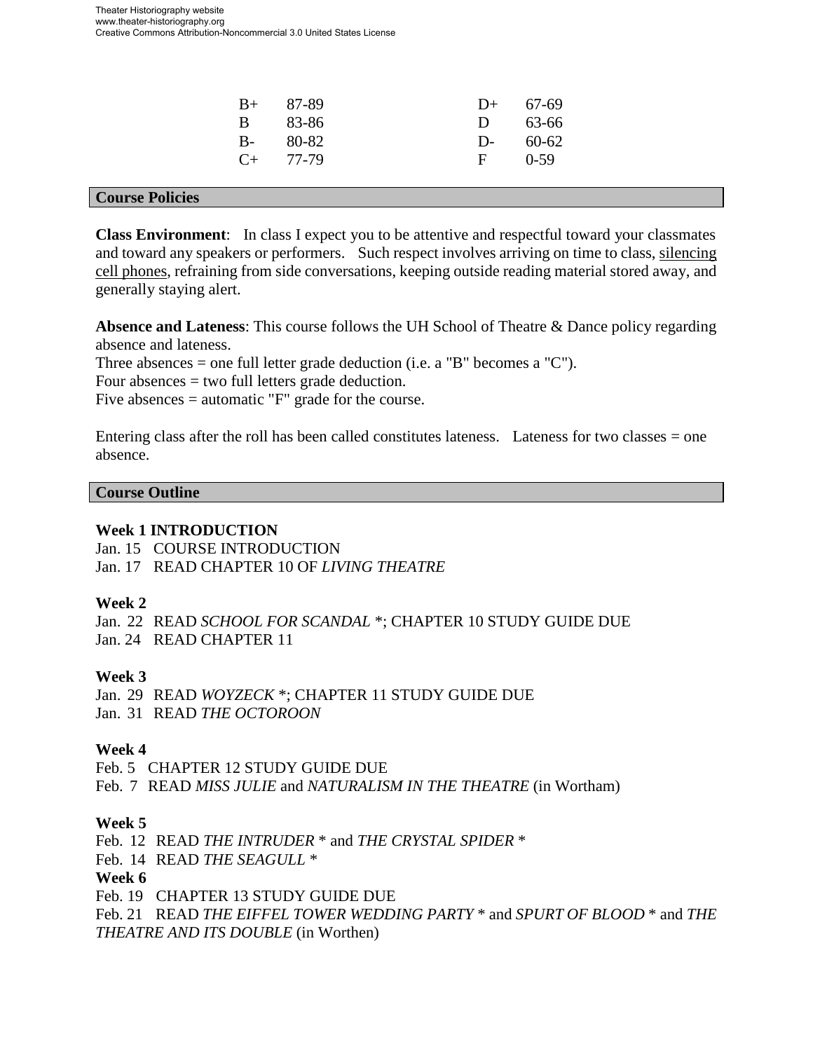| | | | |
|---|---|---|---|
| B+ | 87-89 | D+ | 67-69 |
| B | 83-86 | D | 63-66 |
| B- | 80-82 | D- | 60-62 |
| C+ | 77-79 | F | 0-59 |

## Course Policies

**Class Environment**: In class I expect you to be attentive and respectful toward your classmates and toward any speakers or performers. Such respect involves arriving on time to class, <u>silencing cell phones</u>, refraining from side conversations, keeping outside reading material stored away, and generally staying alert.

**Absence and Lateness**: This course follows the UH School of Theatre & Dance policy regarding absence and lateness.
Three absences = one full letter grade deduction (i.e. a "B" becomes a "C").
Four absences = two full letters grade deduction.
Five absences = automatic "F" grade for the course.

Entering class after the roll has been called constitutes lateness. Lateness for two classes = one absence.

## Course Outline

**Week 1 INTRODUCTION**
Jan. 15 COURSE INTRODUCTION
Jan. 17 READ CHAPTER 10 OF *LIVING THEATRE*

**Week 2**
Jan. 22 READ *SCHOOL FOR SCANDAL* *; CHAPTER 10 STUDY GUIDE DUE
Jan. 24 READ CHAPTER 11

**Week 3**
Jan. 29 READ *WOYZECK* *; CHAPTER 11 STUDY GUIDE DUE
Jan. 31 READ *THE OCTOROON*

**Week 4**
Feb. 5 CHAPTER 12 STUDY GUIDE DUE
Feb. 7 READ *MISS JULIE* and *NATURALISM IN THE THEATRE* (in Wortham)

**Week 5**
Feb. 12 READ *THE INTRUDER* * and *THE CRYSTAL SPIDER* *
Feb. 14 READ *THE SEAGULL* *

**Week 6**
Feb. 19 CHAPTER 13 STUDY GUIDE DUE
Feb. 21 READ *THE EIFFEL TOWER WEDDING PARTY* * and *SPURT OF BLOOD* * and *THE THEATRE AND ITS DOUBLE* (in Worthen)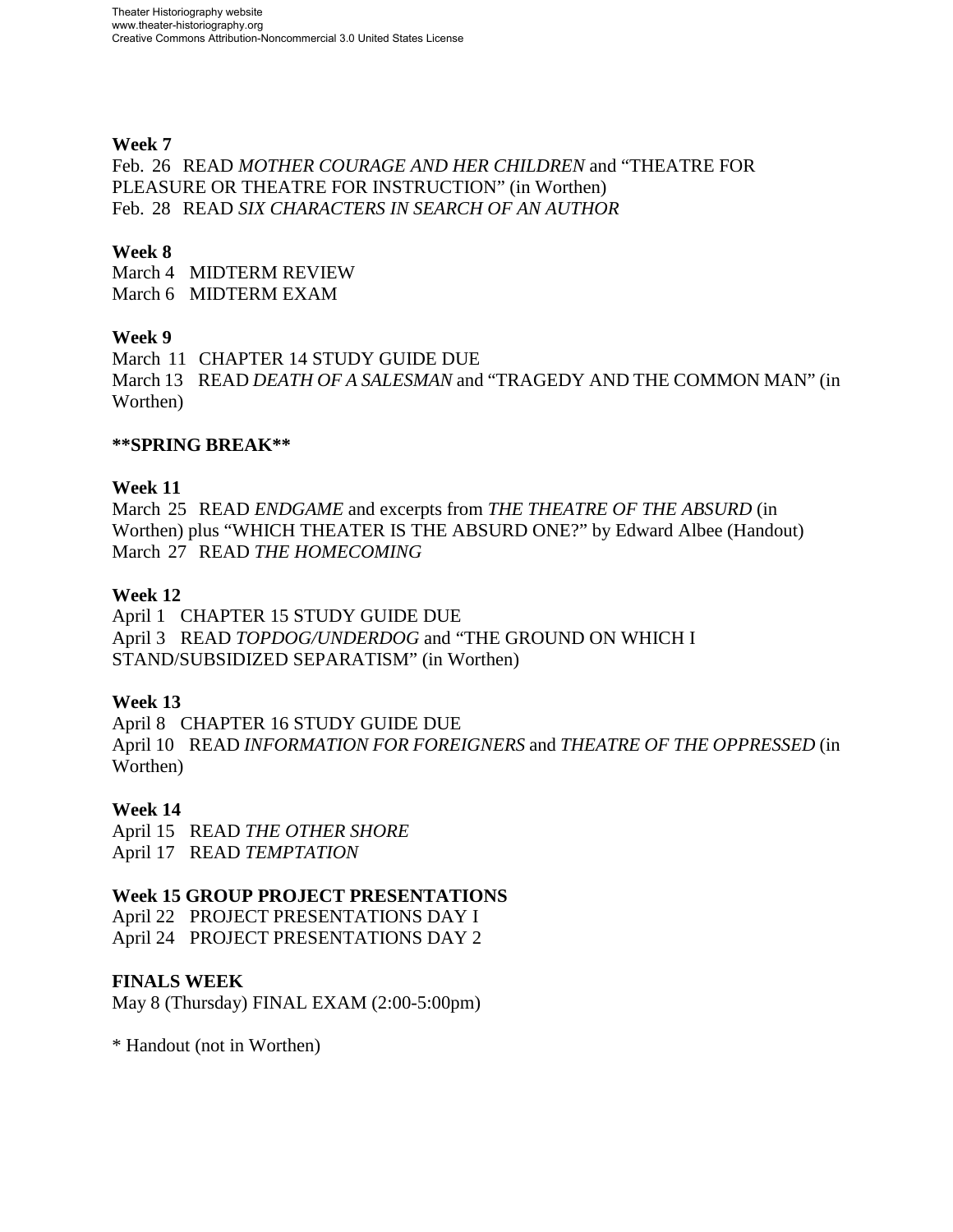**Week 7**
Feb. 26 READ *MOTHER COURAGE AND HER CHILDREN* and "THEATRE FOR PLEASURE OR THEATRE FOR INSTRUCTION" (in Worthen)
Feb. 28 READ *SIX CHARACTERS IN SEARCH OF AN AUTHOR*

**Week 8**
March 4 MIDTERM REVIEW
March 6 MIDTERM EXAM

**Week 9**
March 11 CHAPTER 14 STUDY GUIDE DUE
March 13 READ *DEATH OF A SALESMAN* and "TRAGEDY AND THE COMMON MAN" (in Worthen)

****SPRING BREAK****

**Week 11**
March 25 READ *ENDGAME* and excerpts from *THE THEATRE OF THE ABSURD* (in Worthen) plus "WHICH THEATER IS THE ABSURD ONE?" by Edward Albee (Handout)
March 27 READ *THE HOMECOMING*

**Week 12**
April 1 CHAPTER 15 STUDY GUIDE DUE
April 3 READ *TOPDOG/UNDERDOG* and "THE GROUND ON WHICH I STAND/SUBSIDIZED SEPARATISM" (in Worthen)

**Week 13**
April 8 CHAPTER 16 STUDY GUIDE DUE
April 10 READ *INFORMATION FOR FOREIGNERS* and *THEATRE OF THE OPPRESSED* (in Worthen)

**Week 14**
April 15 READ *THE OTHER SHORE*
April 17 READ *TEMPTATION*

**Week 15 GROUP PROJECT PRESENTATIONS**
April 22 PROJECT PRESENTATIONS DAY I
April 24 PROJECT PRESENTATIONS DAY 2

**FINALS WEEK**
May 8 (Thursday) FINAL EXAM (2:00-5:00pm)

* Handout (not in Worthen)